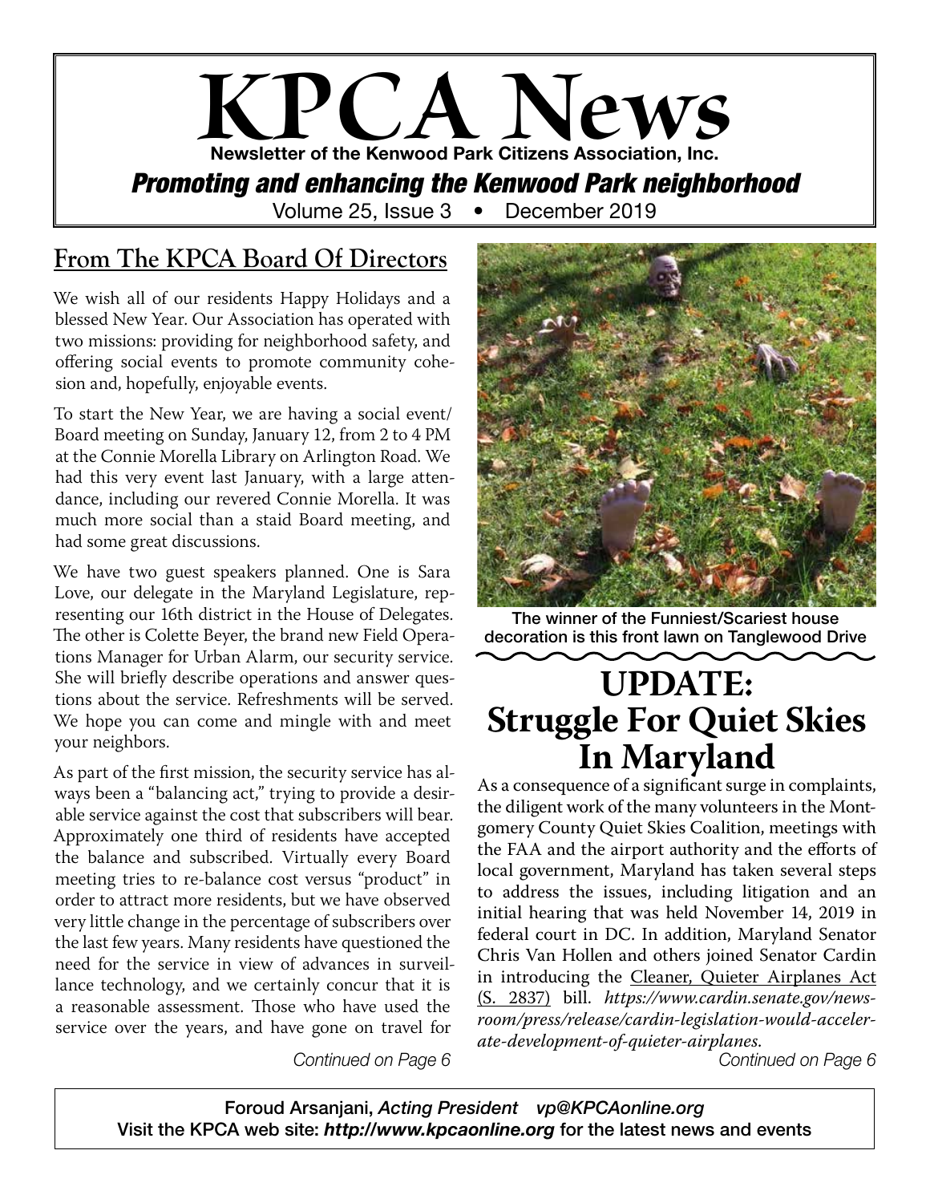# KPCA News

**Newsletter of the Kenwood Park Citizens Association, Inc.**

***Promoting and enhancing the Kenwood Park neighborhood***

Volume 25, Issue 3 • December 2019

## From The KPCA Board Of Directors

We wish all of our residents Happy Holidays and a blessed New Year. Our Association has operated with two missions: providing for neighborhood safety, and offering social events to promote community cohesion and, hopefully, enjoyable events.

To start the New Year, we are having a social event/Board meeting on Sunday, January 12, from 2 to 4 PM at the Connie Morella Library on Arlington Road. We had this very event last January, with a large attendance, including our revered Connie Morella. It was much more social than a staid Board meeting, and had some great discussions.

We have two guest speakers planned. One is Sara Love, our delegate in the Maryland Legislature, representing our 16th district in the House of Delegates. The other is Colette Beyer, the brand new Field Operations Manager for Urban Alarm, our security service. She will briefly describe operations and answer questions about the service. Refreshments will be served. We hope you can come and mingle with and meet your neighbors.

As part of the first mission, the security service has always been a "balancing act," trying to provide a desirable service against the cost that subscribers will bear. Approximately one third of residents have accepted the balance and subscribed. Virtually every Board meeting tries to re-balance cost versus "product" in order to attract more residents, but we have observed very little change in the percentage of subscribers over the last few years. Many residents have questioned the need for the service in view of advances in surveillance technology, and we certainly concur that it is a reasonable assessment. Those who have used the service over the years, and have gone on travel for

*Continued on Page 6*

The winner of the Funniest/Scariest house decoration is this front lawn on Tanglewood Drive

## UPDATE: Struggle For Quiet Skies In Maryland

As a consequence of a significant surge in complaints, the diligent work of the many volunteers in the Montgomery County Quiet Skies Coalition, meetings with the FAA and the airport authority and the efforts of local government, Maryland has taken several steps to address the issues, including litigation and an initial hearing that was held November 14, 2019 in federal court in DC. In addition, Maryland Senator Chris Van Hollen and others joined Senator Cardin in introducing the Cleaner, Quieter Airplanes Act (S. 2837) bill. *https://www.cardin.senate.gov/newsroom/press/release/cardin-legislation-would-accelerate-development-of-quieter-airplanes.*

*Continued on Page 6*

Foroud Arsanjani, *Acting President* *vp@KPCAonline.org*
Visit the KPCA web site: ***http://www.kpcaonline.org*** for the latest news and events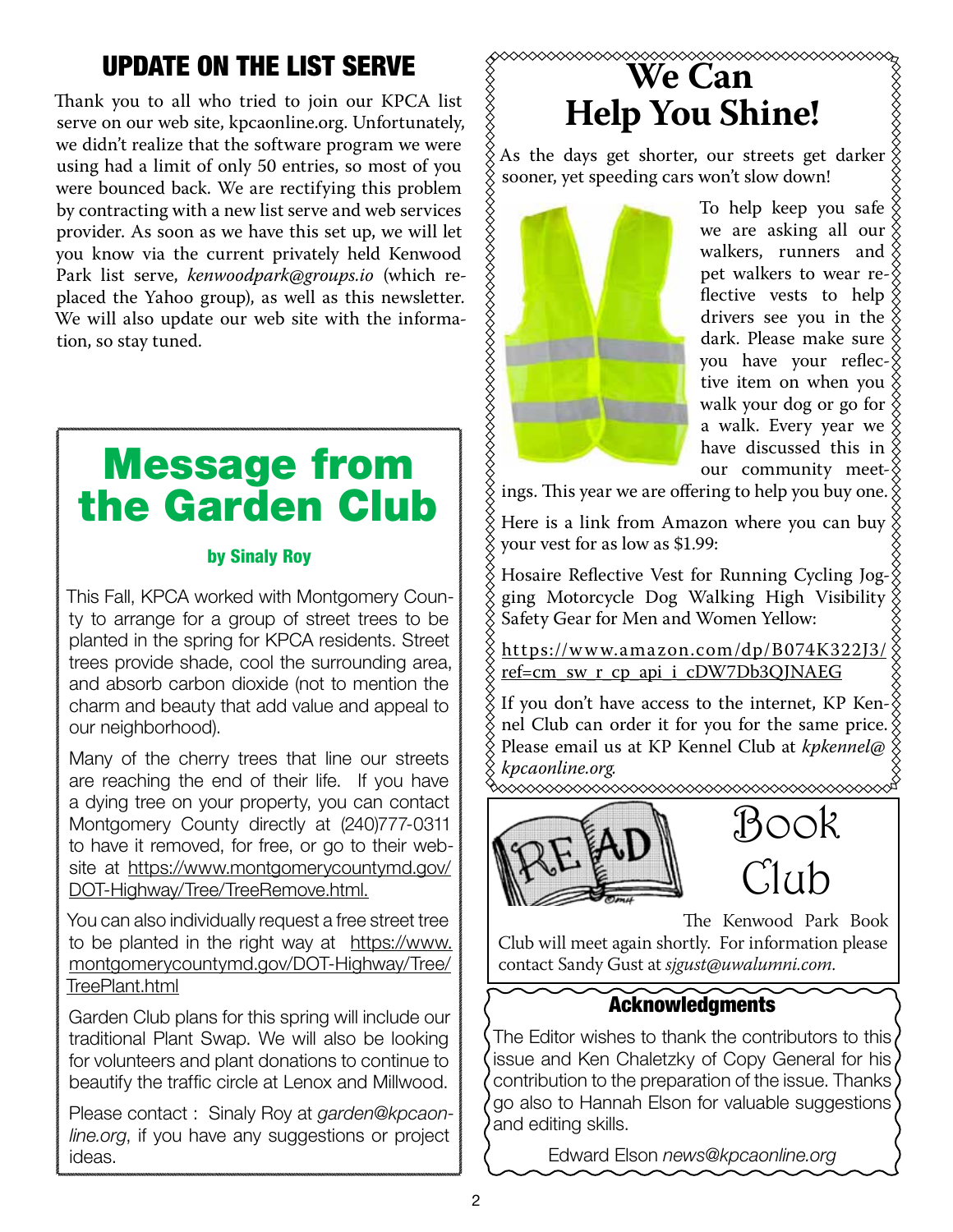## UPDATE ON THE LIST SERVE

Thank you to all who tried to join our KPCA list serve on our web site, kpcaonline.org. Unfortunately, we didn't realize that the software program we were using had a limit of only 50 entries, so most of you were bounced back. We are rectifying this problem by contracting with a new list serve and web services provider. As soon as we have this set up, we will let you know via the current privately held Kenwood Park list serve, *kenwoodpark@groups.io* (which replaced the Yahoo group), as well as this newsletter. We will also update our web site with the information, so stay tuned.

# Message from the Garden Club

**by Sinaly Roy**

This Fall, KPCA worked with Montgomery County to arrange for a group of street trees to be planted in the spring for KPCA residents. Street trees provide shade, cool the surrounding area, and absorb carbon dioxide (not to mention the charm and beauty that add value and appeal to our neighborhood).

Many of the cherry trees that line our streets are reaching the end of their life. If you have a dying tree on your property, you can contact Montgomery County directly at (240)777-0311 to have it removed, for free, or go to their website at https://www.montgomerycountymd.gov/DOT-Highway/Tree/TreeRemove.html.

You can also individually request a free street tree to be planted in the right way at https://www.montgomerycountymd.gov/DOT-Highway/Tree/TreePlant.html

Garden Club plans for this spring will include our traditional Plant Swap. We will also be looking for volunteers and plant donations to continue to beautify the traffic circle at Lenox and Millwood.

Please contact : Sinaly Roy at *garden@kpcaonline.org*, if you have any suggestions or project ideas.

# We Can Help You Shine!

As the days get shorter, our streets get darker sooner, yet speeding cars won't slow down!

To help keep you safe we are asking all our walkers, runners and pet walkers to wear reflective vests to help drivers see you in the dark. Please make sure you have your reflective item on when you walk your dog or go for a walk. Every year we have discussed this in our community meetings. This year we are offering to help you buy one.

Here is a link from Amazon where you can buy your vest for as low as $1.99:

Hosaire Reflective Vest for Running Cycling Jogging Motorcycle Dog Walking High Visibility Safety Gear for Men and Women Yellow:

https://www.amazon.com/dp/B074K322J3/ref=cm_sw_r_cp_api_i_cDW7Db3QJNAEG

If you don't have access to the internet, KP Kennel Club can order it for you for the same price. Please email us at KP Kennel Club at *kpkennel@kpcaonline.org.*

# Book Club

The Kenwood Park Book Club will meet again shortly. For information please contact Sandy Gust at *sjgust@uwalumni.com.*

## Acknowledgments

The Editor wishes to thank the contributors to this issue and Ken Chaletzky of Copy General for his contribution to the preparation of the issue. Thanks go also to Hannah Elson for valuable suggestions and editing skills.

Edward Elson *news@kpcaonline.org*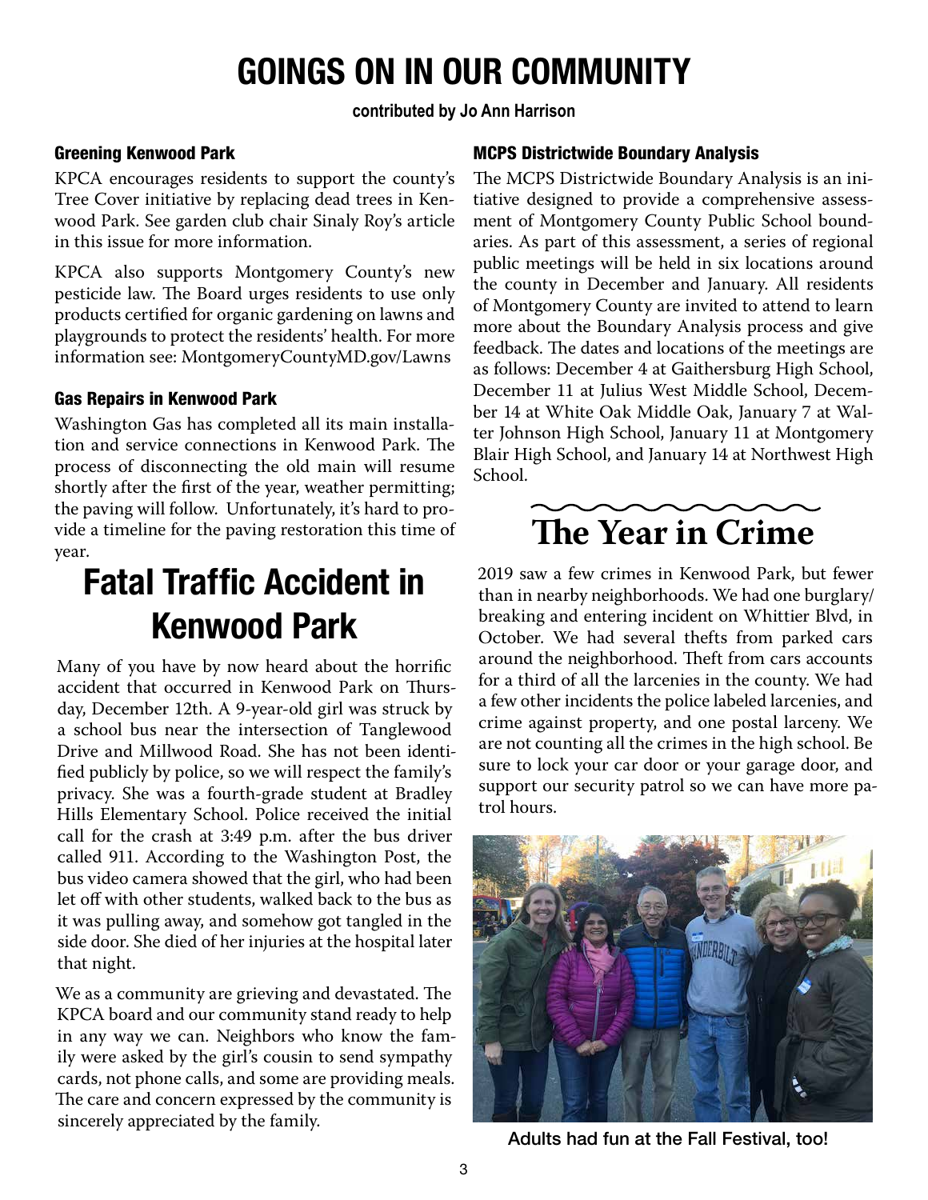# GOINGS ON IN OUR COMMUNITY

**contributed by Jo Ann Harrison**

### Greening Kenwood Park

KPCA encourages residents to support the county's Tree Cover initiative by replacing dead trees in Kenwood Park. See garden club chair Sinaly Roy's article in this issue for more information.

KPCA also supports Montgomery County's new pesticide law. The Board urges residents to use only products certified for organic gardening on lawns and playgrounds to protect the residents' health. For more information see: MontgomeryCountyMD.gov/Lawns

### Gas Repairs in Kenwood Park

Washington Gas has completed all its main installation and service connections in Kenwood Park. The process of disconnecting the old main will resume shortly after the first of the year, weather permitting; the paving will follow. Unfortunately, it's hard to provide a timeline for the paving restoration this time of year.

## Fatal Traffic Accident in Kenwood Park

Many of you have by now heard about the horrific accident that occurred in Kenwood Park on Thursday, December 12th. A 9-year-old girl was struck by a school bus near the intersection of Tanglewood Drive and Millwood Road. She has not been identified publicly by police, so we will respect the family's privacy. She was a fourth-grade student at Bradley Hills Elementary School. Police received the initial call for the crash at 3:49 p.m. after the bus driver called 911. According to the Washington Post, the bus video camera showed that the girl, who had been let off with other students, walked back to the bus as it was pulling away, and somehow got tangled in the side door. She died of her injuries at the hospital later that night.

We as a community are grieving and devastated. The KPCA board and our community stand ready to help in any way we can. Neighbors who know the family were asked by the girl's cousin to send sympathy cards, not phone calls, and some are providing meals. The care and concern expressed by the community is sincerely appreciated by the family.

### MCPS Districtwide Boundary Analysis

The MCPS Districtwide Boundary Analysis is an initiative designed to provide a comprehensive assessment of Montgomery County Public School boundaries. As part of this assessment, a series of regional public meetings will be held in six locations around the county in December and January. All residents of Montgomery County are invited to attend to learn more about the Boundary Analysis process and give feedback. The dates and locations of the meetings are as follows: December 4 at Gaithersburg High School, December 11 at Julius West Middle School, December 14 at White Oak Middle Oak, January 7 at Walter Johnson High School, January 11 at Montgomery Blair High School, and January 14 at Northwest High School.

## The Year in Crime

2019 saw a few crimes in Kenwood Park, but fewer than in nearby neighborhoods. We had one burglary/breaking and entering incident on Whittier Blvd, in October. We had several thefts from parked cars around the neighborhood. Theft from cars accounts for a third of all the larcenies in the county. We had a few other incidents the police labeled larcenies, and crime against property, and one postal larceny. We are not counting all the crimes in the high school. Be sure to lock your car door or your garage door, and support our security patrol so we can have more patrol hours.

Adults had fun at the Fall Festival, too!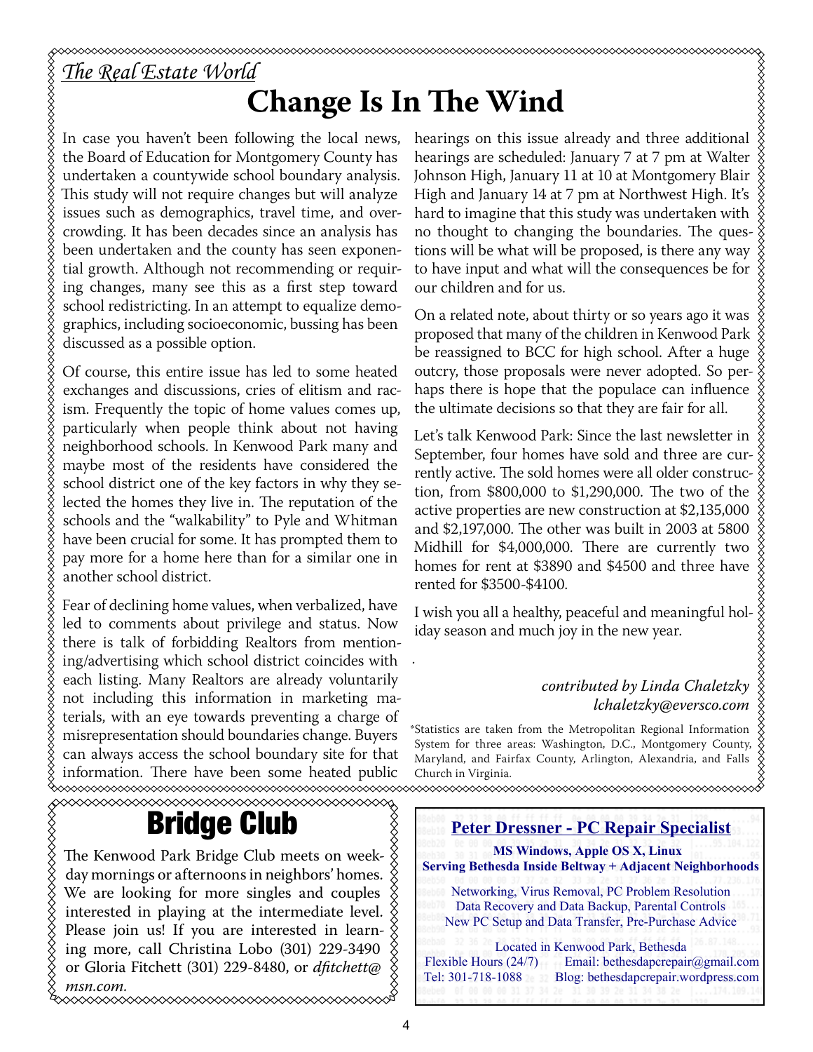*The Real Estate World*

# Change Is In The Wind

In case you haven't been following the local news, the Board of Education for Montgomery County has undertaken a countywide school boundary analysis. This study will not require changes but will analyze issues such as demographics, travel time, and overcrowding. It has been decades since an analysis has been undertaken and the county has seen exponential growth. Although not recommending or requiring changes, many see this as a first step toward school redistricting. In an attempt to equalize demographics, including socioeconomic, bussing has been discussed as a possible option.

Of course, this entire issue has led to some heated exchanges and discussions, cries of elitism and racism. Frequently the topic of home values comes up, particularly when people think about not having neighborhood schools. In Kenwood Park many and maybe most of the residents have considered the school district one of the key factors in why they selected the homes they live in. The reputation of the schools and the "walkability" to Pyle and Whitman have been crucial for some. It has prompted them to pay more for a home here than for a similar one in another school district.

Fear of declining home values, when verbalized, have led to comments about privilege and status. Now there is talk of forbidding Realtors from mentioning/advertising which school district coincides with each listing. Many Realtors are already voluntarily not including this information in marketing materials, with an eye towards preventing a charge of misrepresentation should boundaries change. Buyers can always access the school boundary site for that information. There have been some heated public hearings on this issue already and three additional hearings are scheduled: January 7 at 7 pm at Walter Johnson High, January 11 at 10 at Montgomery Blair High and January 14 at 7 pm at Northwest High. It's hard to imagine that this study was undertaken with no thought to changing the boundaries. The questions will be what will be proposed, is there any way to have input and what will the consequences be for our children and for us.

On a related note, about thirty or so years ago it was proposed that many of the children in Kenwood Park be reassigned to BCC for high school. After a huge outcry, those proposals were never adopted. So perhaps there is hope that the populace can influence the ultimate decisions so that they are fair for all.

Let's talk Kenwood Park: Since the last newsletter in September, four homes have sold and three are currently active. The sold homes were all older construction, from $800,000 to $1,290,000. The two of the active properties are new construction at $2,135,000 and $2,197,000. The other was built in 2003 at 5800 Midhill for $4,000,000. There are currently two homes for rent at $3890 and $4500 and three have rented for $3500-$4100.

I wish you all a healthy, peaceful and meaningful holiday season and much joy in the new year.

*contributed by Linda Chaletzky*
*lchaletzky@eversco.com*

*Statistics are taken from the Metropolitan Regional Information System for three areas: Washington, D.C., Montgomery County, Maryland, and Fairfax County, Arlington, Alexandria, and Falls Church in Virginia.

# Bridge Club

The Kenwood Park Bridge Club meets on weekday mornings or afternoons in neighbors' homes. We are looking for more singles and couples interested in playing at the intermediate level. Please join us! If you are interested in learning more, call Christina Lobo (301) 229-3490 or Gloria Fitchett (301) 229-8480, or *dfitchett@msn.com.*

**Peter Dressner - PC Repair Specialist**

**MS Windows, Apple OS X, Linux**
**Serving Bethesda Inside Beltway + Adjacent Neighborhoods**

Networking, Virus Removal, PC Problem Resolution
Data Recovery and Data Backup, Parental Controls
New PC Setup and Data Transfer, Pre-Purchase Advice

Located in Kenwood Park, Bethesda
Flexible Hours (24/7) Email: bethesdapcrepair@gmail.com
Tel: 301-718-1088 Blog: bethesdapcrepair.wordpress.com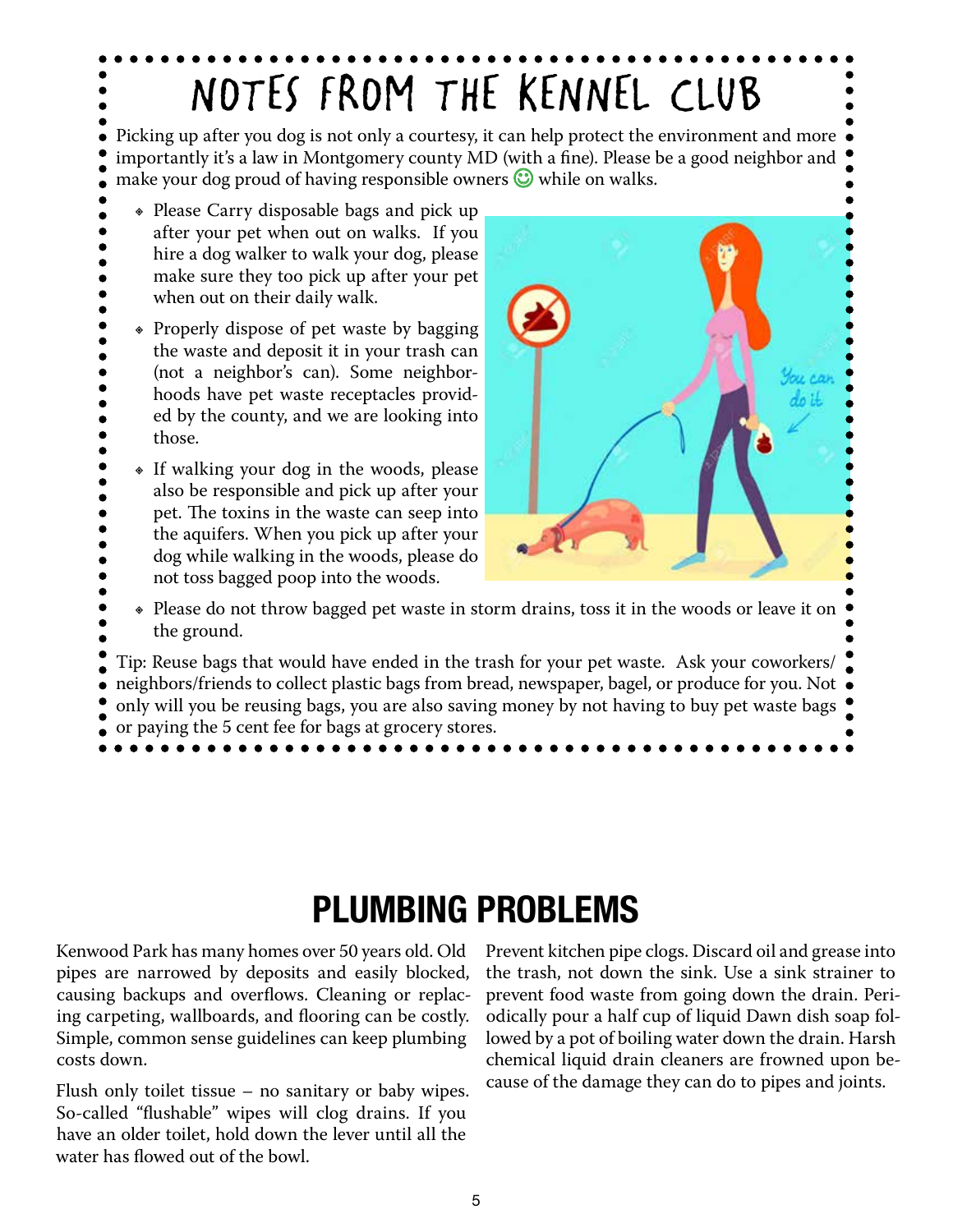# NOTES FROM THE KENNEL CLUB

Picking up after you dog is not only a courtesy, it can help protect the environment and more importantly it's a law in Montgomery county MD (with a fine). Please be a good neighbor and make your dog proud of having responsible owners 😊 while on walks.

- Please Carry disposable bags and pick up after your pet when out on walks. If you hire a dog walker to walk your dog, please make sure they too pick up after your pet when out on their daily walk.
- Properly dispose of pet waste by bagging the waste and deposit it in your trash can (not a neighbor's can). Some neighborhoods have pet waste receptacles provided by the county, and we are looking into those.
- If walking your dog in the woods, please also be responsible and pick up after your pet. The toxins in the waste can seep into the aquifers. When you pick up after your dog while walking in the woods, please do not toss bagged poop into the woods.
- Please do not throw bagged pet waste in storm drains, toss it in the woods or leave it on the ground.

Tip: Reuse bags that would have ended in the trash for your pet waste. Ask your coworkers/neighbors/friends to collect plastic bags from bread, newspaper, bagel, or produce for you. Not only will you be reusing bags, you are also saving money by not having to buy pet waste bags or paying the 5 cent fee for bags at grocery stores.

# PLUMBING PROBLEMS

Kenwood Park has many homes over 50 years old. Old pipes are narrowed by deposits and easily blocked, causing backups and overflows. Cleaning or replacing carpeting, wallboards, and flooring can be costly. Simple, common sense guidelines can keep plumbing costs down.

Flush only toilet tissue – no sanitary or baby wipes. So-called "flushable" wipes will clog drains. If you have an older toilet, hold down the lever until all the water has flowed out of the bowl.

Prevent kitchen pipe clogs. Discard oil and grease into the trash, not down the sink. Use a sink strainer to prevent food waste from going down the drain. Periodically pour a half cup of liquid Dawn dish soap followed by a pot of boiling water down the drain. Harsh chemical liquid drain cleaners are frowned upon because of the damage they can do to pipes and joints.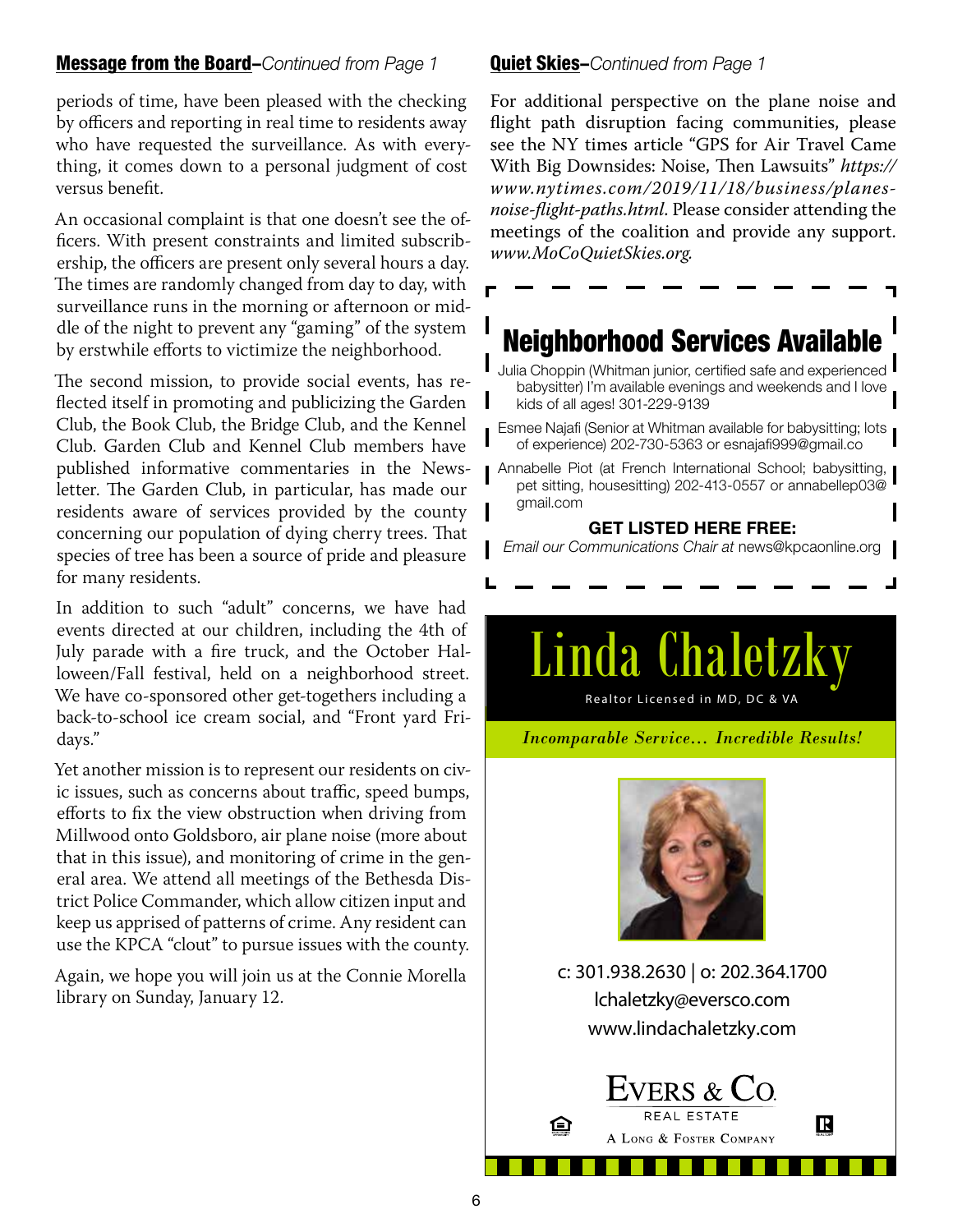## Message from the Board–*Continued from Page 1*

periods of time, have been pleased with the checking by officers and reporting in real time to residents away who have requested the surveillance. As with everything, it comes down to a personal judgment of cost versus benefit.

An occasional complaint is that one doesn't see the officers. With present constraints and limited subscribership, the officers are present only several hours a day. The times are randomly changed from day to day, with surveillance runs in the morning or afternoon or middle of the night to prevent any "gaming" of the system by erstwhile efforts to victimize the neighborhood.

The second mission, to provide social events, has reflected itself in promoting and publicizing the Garden Club, the Book Club, the Bridge Club, and the Kennel Club. Garden Club and Kennel Club members have published informative commentaries in the Newsletter. The Garden Club, in particular, has made our residents aware of services provided by the county concerning our population of dying cherry trees. That species of tree has been a source of pride and pleasure for many residents.

In addition to such "adult" concerns, we have had events directed at our children, including the 4th of July parade with a fire truck, and the October Halloween/Fall festival, held on a neighborhood street. We have co-sponsored other get-togethers including a back-to-school ice cream social, and "Front yard Fridays."

Yet another mission is to represent our residents on civic issues, such as concerns about traffic, speed bumps, efforts to fix the view obstruction when driving from Millwood onto Goldsboro, air plane noise (more about that in this issue), and monitoring of crime in the general area. We attend all meetings of the Bethesda District Police Commander, which allow citizen input and keep us apprised of patterns of crime. Any resident can use the KPCA "clout" to pursue issues with the county.

Again, we hope you will join us at the Connie Morella library on Sunday, January 12.

## Quiet Skies–*Continued from Page 1*

For additional perspective on the plane noise and flight path disruption facing communities, please see the NY times article "GPS for Air Travel Came With Big Downsides: Noise, Then Lawsuits" *https://www.nytimes.com/2019/11/18/business/planes-noise-flight-paths.html*. Please consider attending the meetings of the coalition and provide any support. *www.MoCoQuietSkies.org.*

## Neighborhood Services Available

- Julia Choppin (Whitman junior, certified safe and experienced babysitter) I'm available evenings and weekends and I love kids of all ages! 301-229-9139
- Esmee Najafi (Senior at Whitman available for babysitting; lots of experience) 202-730-5363 or esnajafi999@gmail.co
- Annabelle Piot (at French International School; babysitting, pet sitting, housesitting) 202-413-0557 or annabellep03@gmail.com

**GET LISTED HERE FREE:**
*Email our Communications Chair at* news@kpcaonline.org

# Linda Chaletzky

Realtor Licensed in MD, DC & VA

*Incomparable Service... Incredible Results!*

c: 301.938.2630 | o: 202.364.1700
lchaletzky@eversco.com
www.lindachaletzky.com

EVERS & CO.
REAL ESTATE
A LONG & FOSTER COMPANY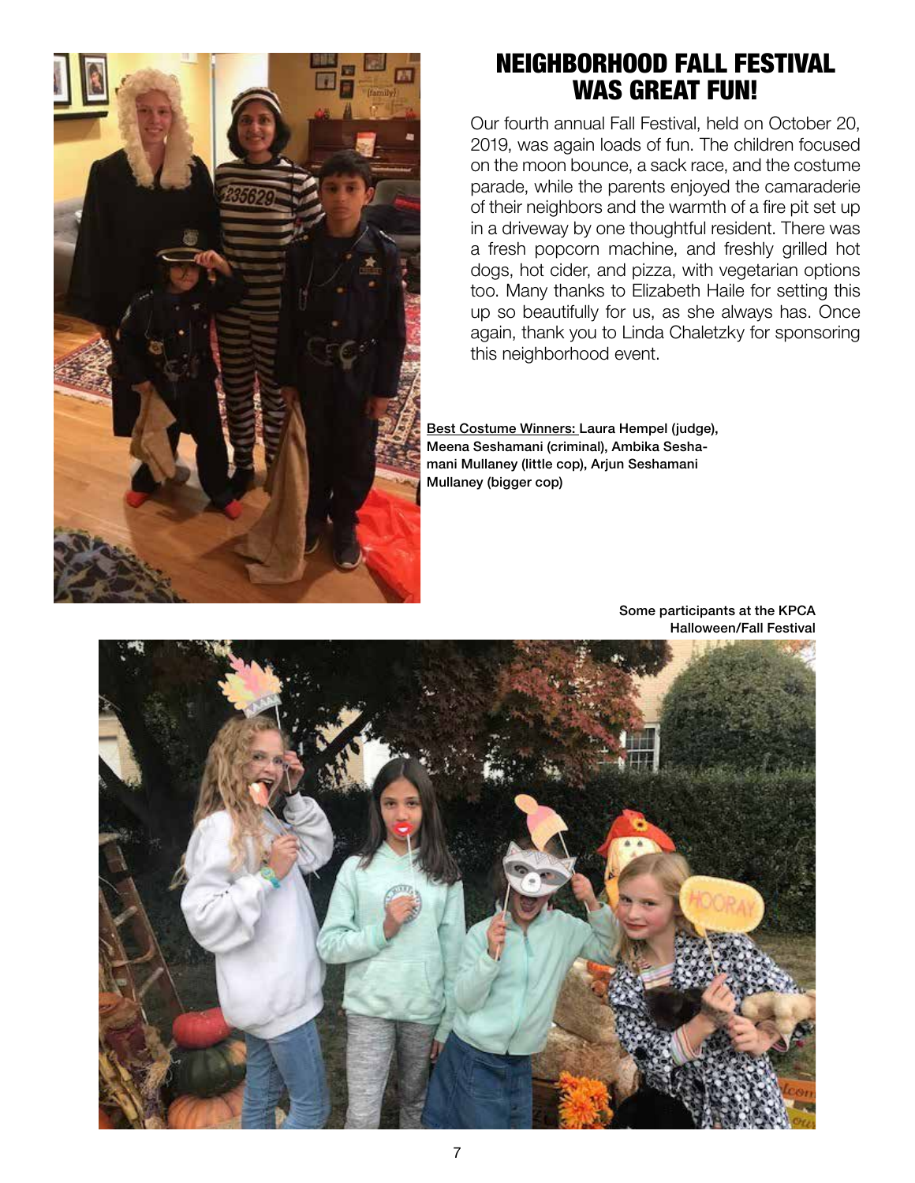# NEIGHBORHOOD FALL FESTIVAL WAS GREAT FUN!

Our fourth annual Fall Festival, held on October 20, 2019, was again loads of fun. The children focused on the moon bounce, a sack race, and the costume parade, while the parents enjoyed the camaraderie of their neighbors and the warmth of a fire pit set up in a driveway by one thoughtful resident. There was a fresh popcorn machine, and freshly grilled hot dogs, hot cider, and pizza, with vegetarian options too. Many thanks to Elizabeth Haile for setting this up so beautifully for us, as she always has. Once again, thank you to Linda Chaletzky for sponsoring this neighborhood event.

**Best Costume Winners: Laura Hempel (judge), Meena Seshamani (criminal), Ambika Seshamani Mullaney (little cop), Arjun Seshamani Mullaney (bigger cop)**

**Some participants at the KPCA Halloween/Fall Festival**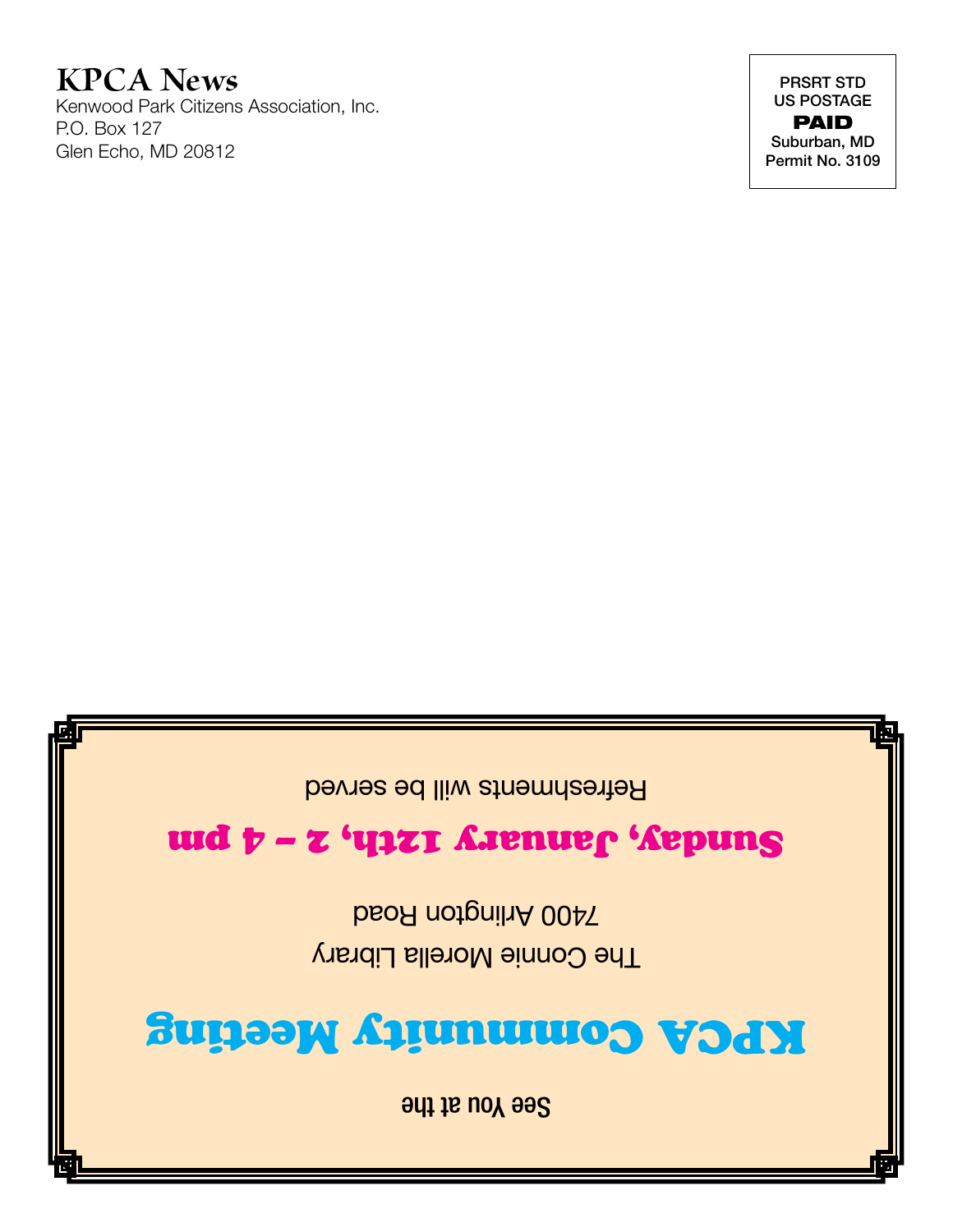# KPCA News

Kenwood Park Citizens Association, Inc.
P.O. Box 127
Glen Echo, MD 20812

PRSRT STD
US POSTAGE
**PAID**
Suburban, MD
Permit No. 3109

**See You at the**

# KPCA Community Meeting

The Connie Morella Library
7400 Arlington Road

**Sunday, January 12th, 2 – 4 pm**

Refreshments will be served